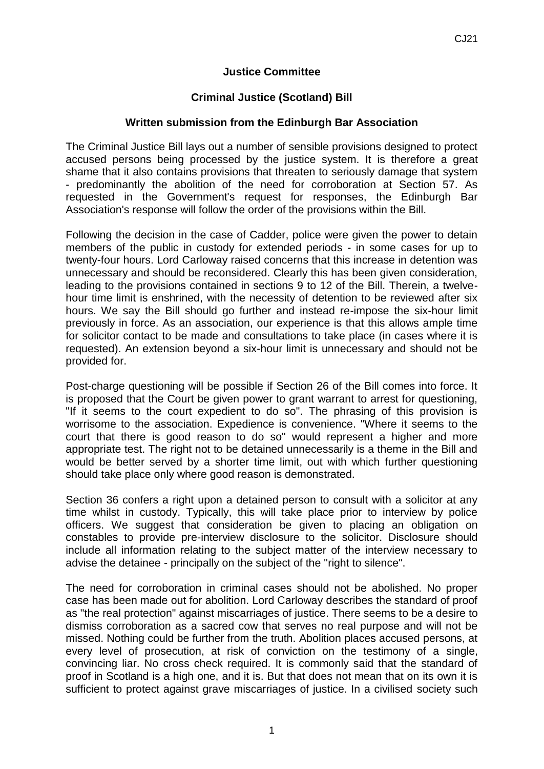**Justice Committee**

**Criminal Justice (Scotland) Bill**

**Written submission from the Edinburgh Bar Association**

The Criminal Justice Bill lays out a number of sensible provisions designed to protect accused persons being processed by the justice system. It is therefore a great shame that it also contains provisions that threaten to seriously damage that system - predominantly the abolition of the need for corroboration at Section 57. As requested in the Government's request for responses, the Edinburgh Bar Association's response will follow the order of the provisions within the Bill.

Following the decision in the case of Cadder, police were given the power to detain members of the public in custody for extended periods - in some cases for up to twenty-four hours. Lord Carloway raised concerns that this increase in detention was unnecessary and should be reconsidered. Clearly this has been given consideration, leading to the provisions contained in sections 9 to 12 of the Bill. Therein, a twelve-hour time limit is enshrined, with the necessity of detention to be reviewed after six hours. We say the Bill should go further and instead re-impose the six-hour limit previously in force. As an association, our experience is that this allows ample time for solicitor contact to be made and consultations to take place (in cases where it is requested). An extension beyond a six-hour limit is unnecessary and should not be provided for.

Post-charge questioning will be possible if Section 26 of the Bill comes into force. It is proposed that the Court be given power to grant warrant to arrest for questioning, "If it seems to the court expedient to do so". The phrasing of this provision is worrisome to the association. Expedience is convenience. "Where it seems to the court that there is good reason to do so" would represent a higher and more appropriate test. The right not to be detained unnecessarily is a theme in the Bill and would be better served by a shorter time limit, out with which further questioning should take place only where good reason is demonstrated.

Section 36 confers a right upon a detained person to consult with a solicitor at any time whilst in custody. Typically, this will take place prior to interview by police officers. We suggest that consideration be given to placing an obligation on constables to provide pre-interview disclosure to the solicitor. Disclosure should include all information relating to the subject matter of the interview necessary to advise the detainee - principally on the subject of the "right to silence".

The need for corroboration in criminal cases should not be abolished. No proper case has been made out for abolition. Lord Carloway describes the standard of proof as "the real protection" against miscarriages of justice. There seems to be a desire to dismiss corroboration as a sacred cow that serves no real purpose and will not be missed. Nothing could be further from the truth. Abolition places accused persons, at every level of prosecution, at risk of conviction on the testimony of a single, convincing liar. No cross check required. It is commonly said that the standard of proof in Scotland is a high one, and it is. But that does not mean that on its own it is sufficient to protect against grave miscarriages of justice. In a civilised society such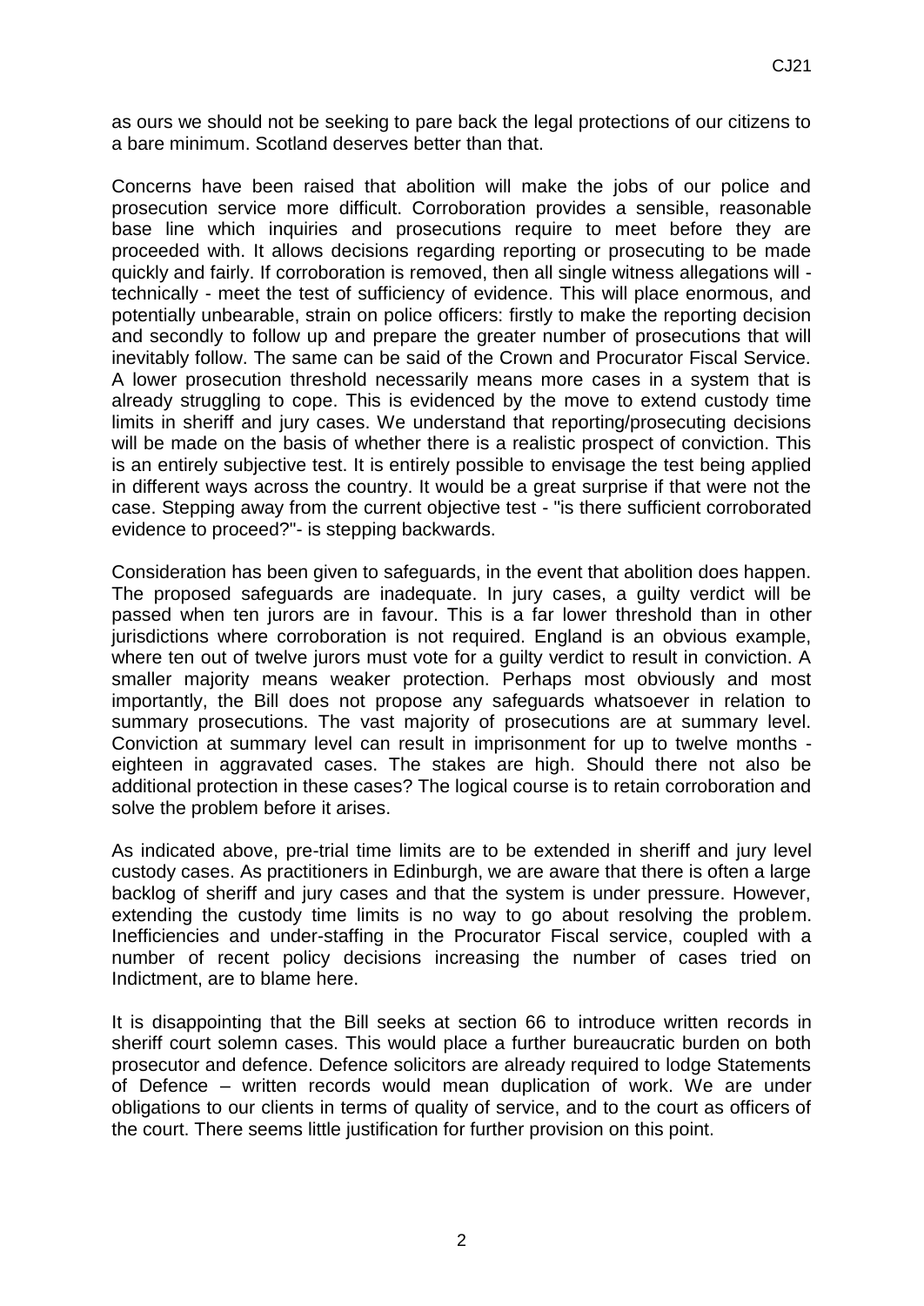as ours we should not be seeking to pare back the legal protections of our citizens to a bare minimum. Scotland deserves better than that.

Concerns have been raised that abolition will make the jobs of our police and prosecution service more difficult. Corroboration provides a sensible, reasonable base line which inquiries and prosecutions require to meet before they are proceeded with. It allows decisions regarding reporting or prosecuting to be made quickly and fairly. If corroboration is removed, then all single witness allegations will - technically - meet the test of sufficiency of evidence. This will place enormous, and potentially unbearable, strain on police officers: firstly to make the reporting decision and secondly to follow up and prepare the greater number of prosecutions that will inevitably follow. The same can be said of the Crown and Procurator Fiscal Service. A lower prosecution threshold necessarily means more cases in a system that is already struggling to cope. This is evidenced by the move to extend custody time limits in sheriff and jury cases. We understand that reporting/prosecuting decisions will be made on the basis of whether there is a realistic prospect of conviction. This is an entirely subjective test. It is entirely possible to envisage the test being applied in different ways across the country. It would be a great surprise if that were not the case. Stepping away from the current objective test - "is there sufficient corroborated evidence to proceed?"- is stepping backwards.

Consideration has been given to safeguards, in the event that abolition does happen. The proposed safeguards are inadequate. In jury cases, a guilty verdict will be passed when ten jurors are in favour. This is a far lower threshold than in other jurisdictions where corroboration is not required. England is an obvious example, where ten out of twelve jurors must vote for a guilty verdict to result in conviction. A smaller majority means weaker protection. Perhaps most obviously and most importantly, the Bill does not propose any safeguards whatsoever in relation to summary prosecutions. The vast majority of prosecutions are at summary level. Conviction at summary level can result in imprisonment for up to twelve months - eighteen in aggravated cases. The stakes are high. Should there not also be additional protection in these cases? The logical course is to retain corroboration and solve the problem before it arises.

As indicated above, pre-trial time limits are to be extended in sheriff and jury level custody cases. As practitioners in Edinburgh, we are aware that there is often a large backlog of sheriff and jury cases and that the system is under pressure. However, extending the custody time limits is no way to go about resolving the problem. Inefficiencies and under-staffing in the Procurator Fiscal service, coupled with a number of recent policy decisions increasing the number of cases tried on Indictment, are to blame here.

It is disappointing that the Bill seeks at section 66 to introduce written records in sheriff court solemn cases. This would place a further bureaucratic burden on both prosecutor and defence. Defence solicitors are already required to lodge Statements of Defence – written records would mean duplication of work. We are under obligations to our clients in terms of quality of service, and to the court as officers of the court. There seems little justification for further provision on this point.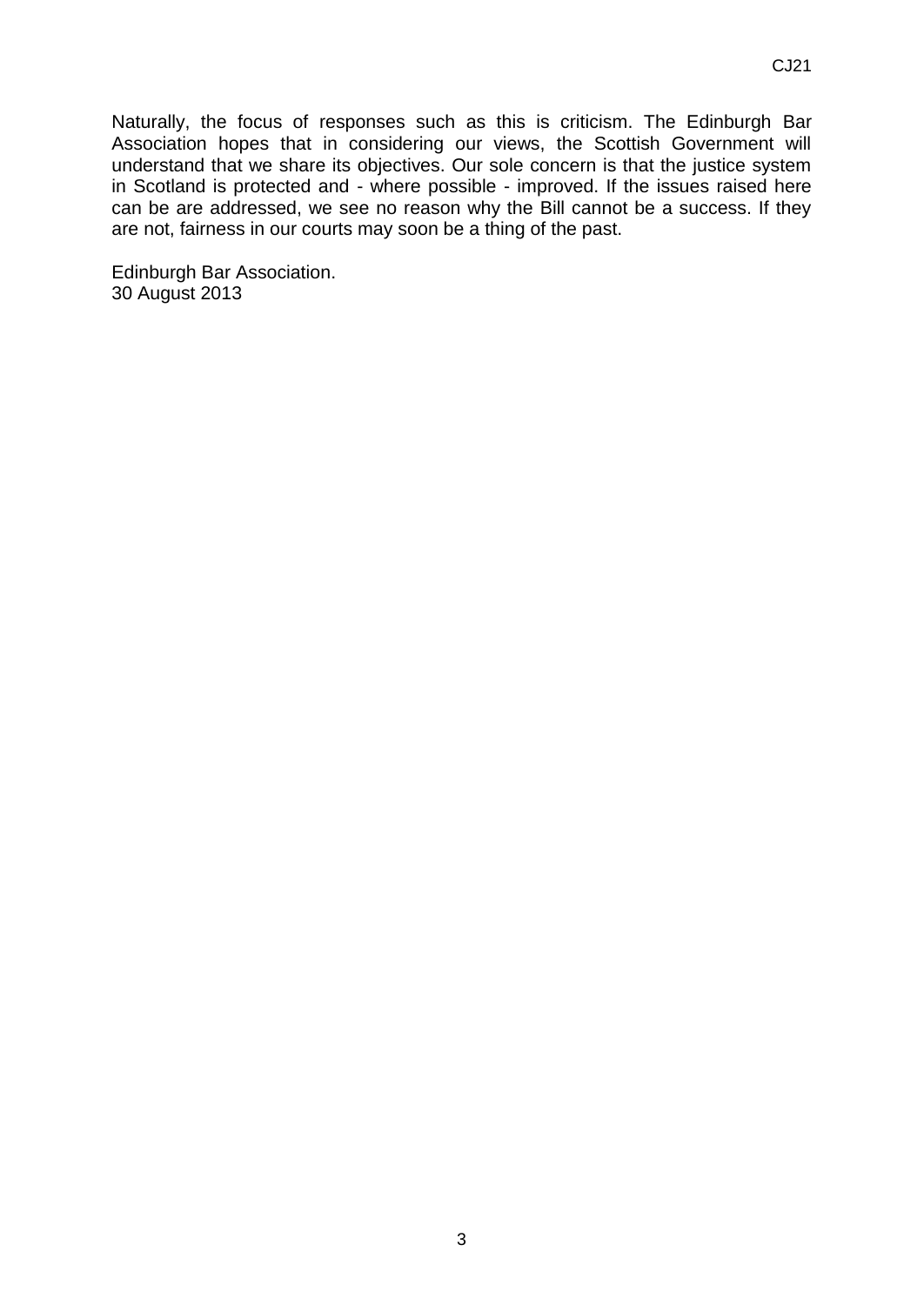Naturally, the focus of responses such as this is criticism. The Edinburgh Bar Association hopes that in considering our views, the Scottish Government will understand that we share its objectives. Our sole concern is that the justice system in Scotland is protected and - where possible - improved. If the issues raised here can be are addressed, we see no reason why the Bill cannot be a success. If they are not, fairness in our courts may soon be a thing of the past.

Edinburgh Bar Association.
30 August 2013